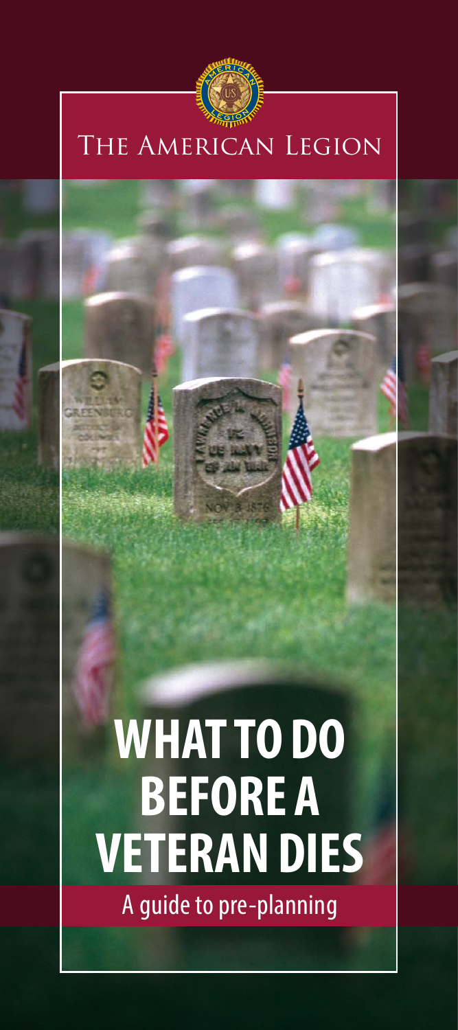THE AMERICAN LEGION

# WHAT TO DO BEFORE A VETERAN DIES

A guide to pre-planning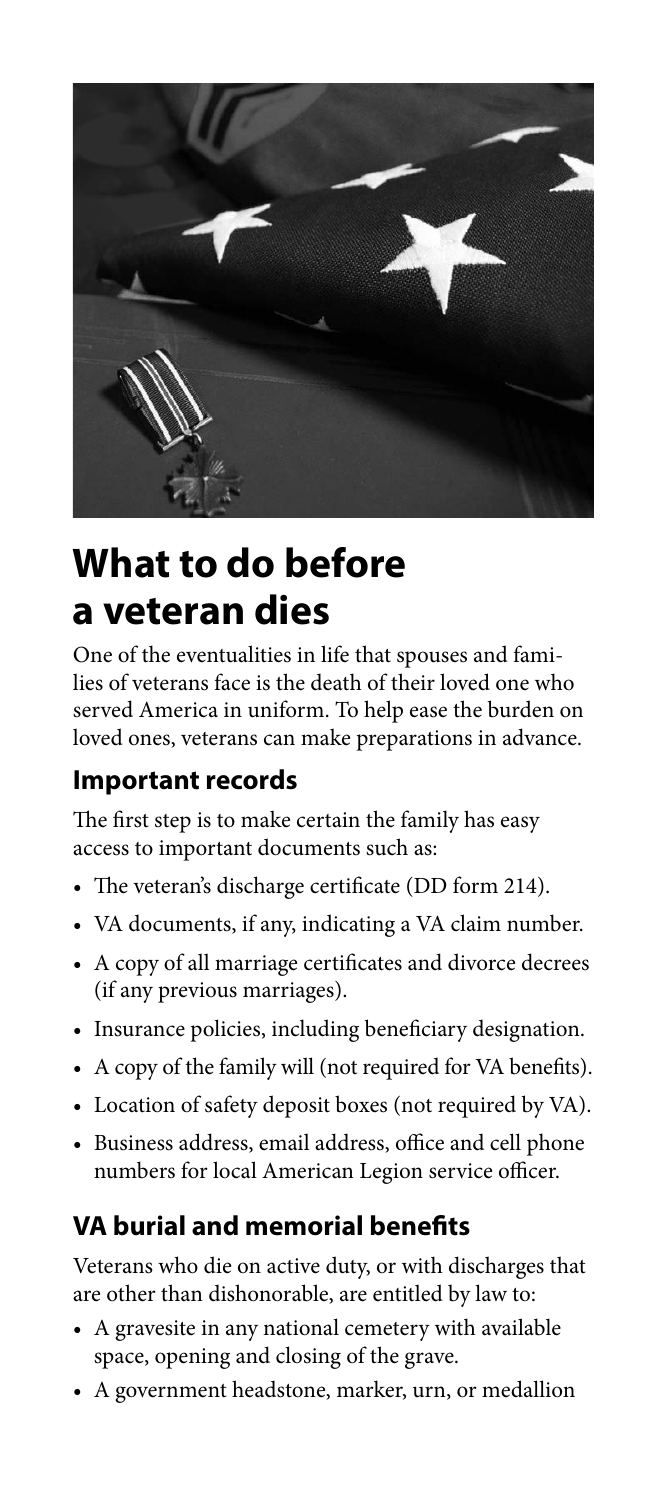# What to do before a veteran dies

One of the eventualities in life that spouses and families of veterans face is the death of their loved one who served America in uniform. To help ease the burden on loved ones, veterans can make preparations in advance.

## Important records

The first step is to make certain the family has easy access to important documents such as:

- The veteran's discharge certificate (DD form 214).
- VA documents, if any, indicating a VA claim number.
- A copy of all marriage certificates and divorce decrees (if any previous marriages).
- Insurance policies, including beneficiary designation.
- A copy of the family will (not required for VA benefits).
- Location of safety deposit boxes (not required by VA).
- Business address, email address, office and cell phone numbers for local American Legion service officer.

## VA burial and memorial benefits

Veterans who die on active duty, or with discharges that are other than dishonorable, are entitled by law to:

- A gravesite in any national cemetery with available space, opening and closing of the grave.
- A government headstone, marker, urn, or medallion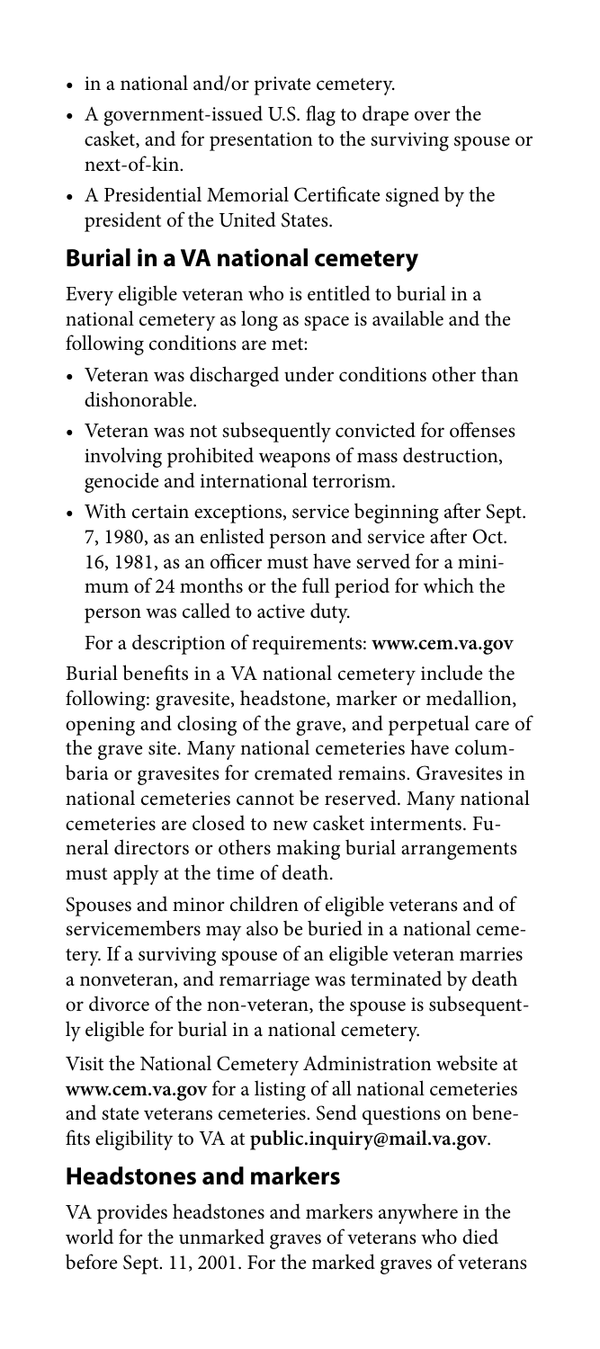- in a national and/or private cemetery.
- A government-issued U.S. flag to drape over the casket, and for presentation to the surviving spouse or next-of-kin.
- A Presidential Memorial Certificate signed by the president of the United States.

## Burial in a VA national cemetery

Every eligible veteran who is entitled to burial in a national cemetery as long as space is available and the following conditions are met:

- Veteran was discharged under conditions other than dishonorable.
- Veteran was not subsequently convicted for offenses involving prohibited weapons of mass destruction, genocide and international terrorism.
- With certain exceptions, service beginning after Sept. 7, 1980, as an enlisted person and service after Oct. 16, 1981, as an officer must have served for a minimum of 24 months or the full period for which the person was called to active duty.

For a description of requirements: **www.cem.va.gov**

Burial benefits in a VA national cemetery include the following: gravesite, headstone, marker or medallion, opening and closing of the grave, and perpetual care of the grave site. Many national cemeteries have columbaria or gravesites for cremated remains. Gravesites in national cemeteries cannot be reserved. Many national cemeteries are closed to new casket interments. Funeral directors or others making burial arrangements must apply at the time of death.

Spouses and minor children of eligible veterans and of servicemembers may also be buried in a national cemetery. If a surviving spouse of an eligible veteran marries a nonveteran, and remarriage was terminated by death or divorce of the non-veteran, the spouse is subsequently eligible for burial in a national cemetery.

Visit the National Cemetery Administration website at **www.cem.va.gov** for a listing of all national cemeteries and state veterans cemeteries. Send questions on benefits eligibility to VA at **public.inquiry@mail.va.gov**.

## Headstones and markers

VA provides headstones and markers anywhere in the world for the unmarked graves of veterans who died before Sept. 11, 2001. For the marked graves of veterans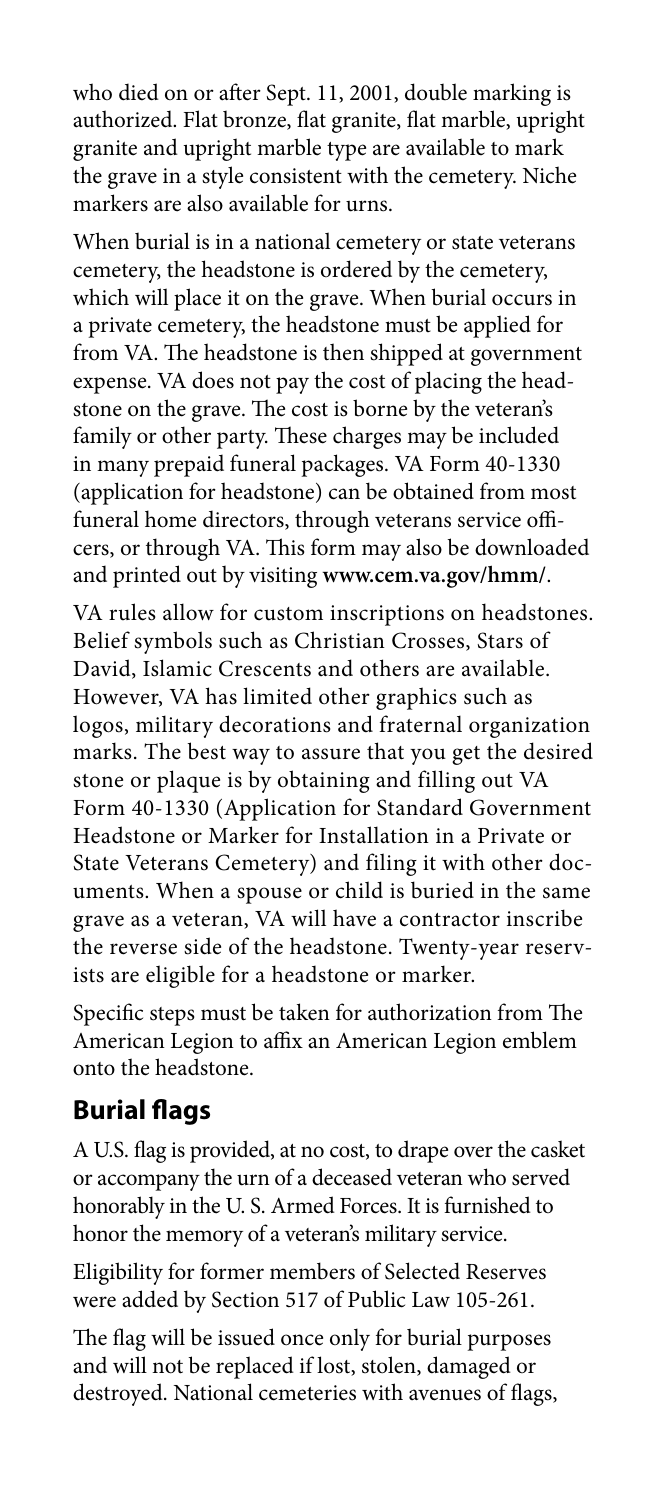who died on or after Sept. 11, 2001, double marking is authorized. Flat bronze, flat granite, flat marble, upright granite and upright marble type are available to mark the grave in a style consistent with the cemetery. Niche markers are also available for urns.

When burial is in a national cemetery or state veterans cemetery, the headstone is ordered by the cemetery, which will place it on the grave. When burial occurs in a private cemetery, the headstone must be applied for from VA. The headstone is then shipped at government expense. VA does not pay the cost of placing the headstone on the grave. The cost is borne by the veteran's family or other party. These charges may be included in many prepaid funeral packages. VA Form 40-1330 (application for headstone) can be obtained from most funeral home directors, through veterans service officers, or through VA. This form may also be downloaded and printed out by visiting **www.cem.va.gov/hmm/**.

VA rules allow for custom inscriptions on headstones. Belief symbols such as Christian Crosses, Stars of David, Islamic Crescents and others are available. However, VA has limited other graphics such as logos, military decorations and fraternal organization marks. The best way to assure that you get the desired stone or plaque is by obtaining and filling out VA Form 40-1330 (Application for Standard Government Headstone or Marker for Installation in a Private or State Veterans Cemetery) and filing it with other documents. When a spouse or child is buried in the same grave as a veteran, VA will have a contractor inscribe the reverse side of the headstone. Twenty-year reservists are eligible for a headstone or marker.

Specific steps must be taken for authorization from The American Legion to affix an American Legion emblem onto the headstone.

## Burial flags

A U.S. flag is provided, at no cost, to drape over the casket or accompany the urn of a deceased veteran who served honorably in the U. S. Armed Forces. It is furnished to honor the memory of a veteran's military service.

Eligibility for former members of Selected Reserves were added by Section 517 of Public Law 105-261.

The flag will be issued once only for burial purposes and will not be replaced if lost, stolen, damaged or destroyed. National cemeteries with avenues of flags,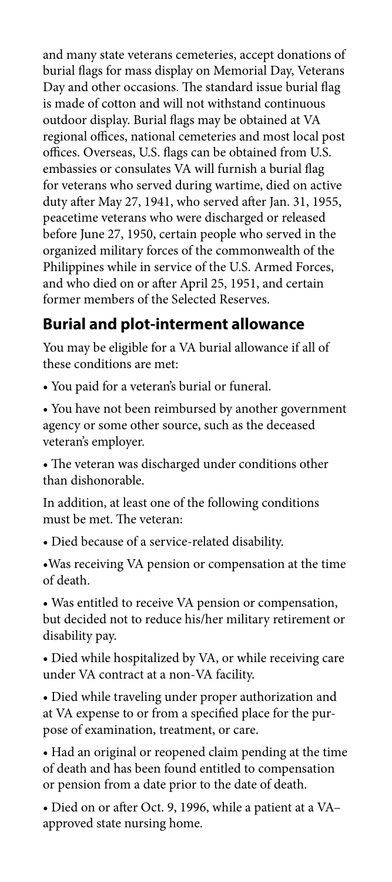and many state veterans cemeteries, accept donations of burial flags for mass display on Memorial Day, Veterans Day and other occasions. The standard issue burial flag is made of cotton and will not withstand continuous outdoor display. Burial flags may be obtained at VA regional offices, national cemeteries and most local post offices. Overseas, U.S. flags can be obtained from U.S. embassies or consulates VA will furnish a burial flag for veterans who served during wartime, died on active duty after May 27, 1941, who served after Jan. 31, 1955, peacetime veterans who were discharged or released before June 27, 1950, certain people who served in the organized military forces of the commonwealth of the Philippines while in service of the U.S. Armed Forces, and who died on or after April 25, 1951, and certain former members of the Selected Reserves.

## Burial and plot-interment allowance

You may be eligible for a VA burial allowance if all of these conditions are met:

- You paid for a veteran's burial or funeral.
- You have not been reimbursed by another government agency or some other source, such as the deceased veteran's employer.
- The veteran was discharged under conditions other than dishonorable.

In addition, at least one of the following conditions must be met. The veteran:

- Died because of a service-related disability.
- Was receiving VA pension or compensation at the time of death.
- Was entitled to receive VA pension or compensation, but decided not to reduce his/her military retirement or disability pay.
- Died while hospitalized by VA, or while receiving care under VA contract at a non-VA facility.
- Died while traveling under proper authorization and at VA expense to or from a specified place for the purpose of examination, treatment, or care.
- Had an original or reopened claim pending at the time of death and has been found entitled to compensation or pension from a date prior to the date of death.
- Died on or after Oct. 9, 1996, while a patient at a VA–approved state nursing home.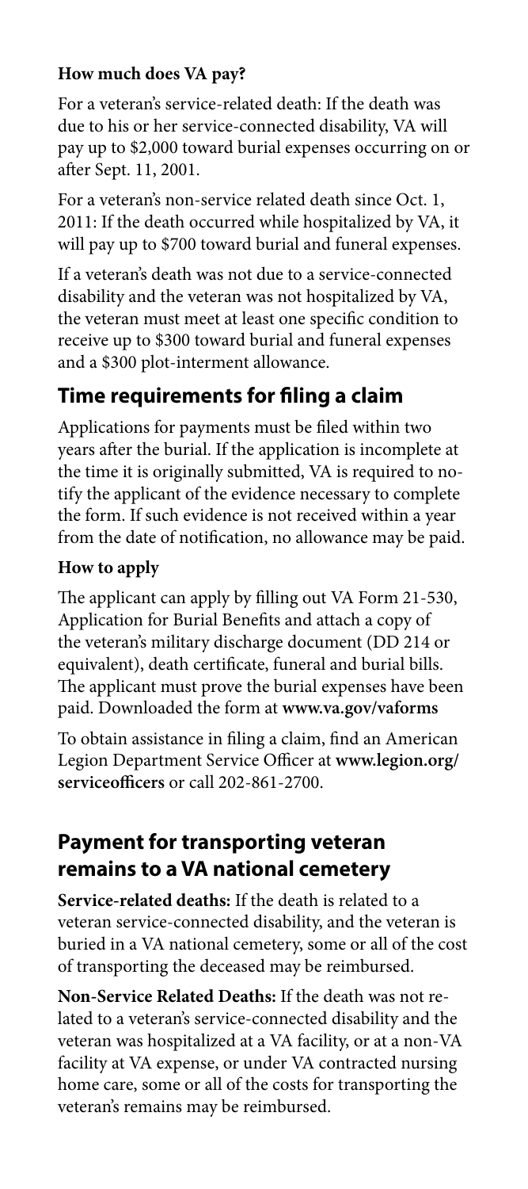**How much does VA pay?**

For a veteran's service-related death: If the death was due to his or her service-connected disability, VA will pay up to $2,000 toward burial expenses occurring on or after Sept. 11, 2001.

For a veteran's non-service related death since Oct. 1, 2011: If the death occurred while hospitalized by VA, it will pay up to $700 toward burial and funeral expenses.

If a veteran's death was not due to a service-connected disability and the veteran was not hospitalized by VA, the veteran must meet at least one specific condition to receive up to $300 toward burial and funeral expenses and a $300 plot-interment allowance.

## Time requirements for filing a claim

Applications for payments must be filed within two years after the burial. If the application is incomplete at the time it is originally submitted, VA is required to notify the applicant of the evidence necessary to complete the form. If such evidence is not received within a year from the date of notification, no allowance may be paid.

**How to apply**

The applicant can apply by filling out VA Form 21-530, Application for Burial Benefits and attach a copy of the veteran's military discharge document (DD 214 or equivalent), death certificate, funeral and burial bills. The applicant must prove the burial expenses have been paid. Downloaded the form at **www.va.gov/vaforms**

To obtain assistance in filing a claim, find an American Legion Department Service Officer at **www.legion.org/serviceofficers** or call 202-861-2700.

## Payment for transporting veteran remains to a VA national cemetery

**Service-related deaths:** If the death is related to a veteran service-connected disability, and the veteran is buried in a VA national cemetery, some or all of the cost of transporting the deceased may be reimbursed.

**Non-Service Related Deaths:** If the death was not related to a veteran's service-connected disability and the veteran was hospitalized at a VA facility, or at a non-VA facility at VA expense, or under VA contracted nursing home care, some or all of the costs for transporting the veteran's remains may be reimbursed.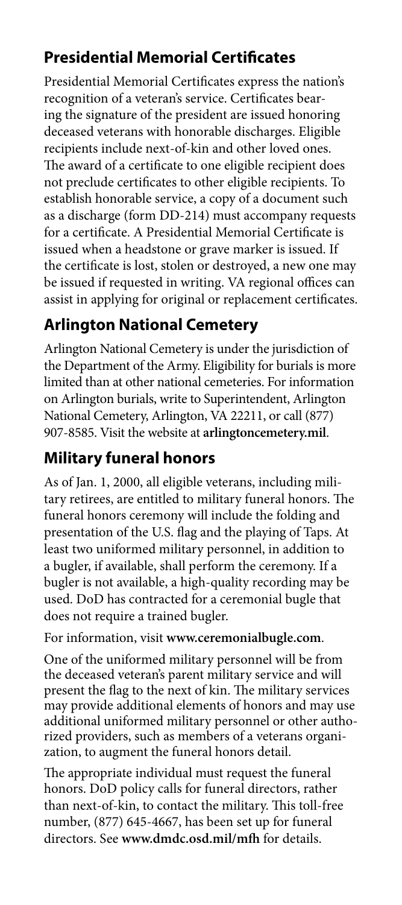## Presidential Memorial Certificates

Presidential Memorial Certificates express the nation's recognition of a veteran's service. Certificates bearing the signature of the president are issued honoring deceased veterans with honorable discharges. Eligible recipients include next-of-kin and other loved ones. The award of a certificate to one eligible recipient does not preclude certificates to other eligible recipients. To establish honorable service, a copy of a document such as a discharge (form DD-214) must accompany requests for a certificate. A Presidential Memorial Certificate is issued when a headstone or grave marker is issued. If the certificate is lost, stolen or destroyed, a new one may be issued if requested in writing. VA regional offices can assist in applying for original or replacement certificates.

## Arlington National Cemetery

Arlington National Cemetery is under the jurisdiction of the Department of the Army. Eligibility for burials is more limited than at other national cemeteries. For information on Arlington burials, write to Superintendent, Arlington National Cemetery, Arlington, VA 22211, or call (877) 907-8585. Visit the website at **arlingtoncemetery.mil**.

## Military funeral honors

As of Jan. 1, 2000, all eligible veterans, including military retirees, are entitled to military funeral honors. The funeral honors ceremony will include the folding and presentation of the U.S. flag and the playing of Taps. At least two uniformed military personnel, in addition to a bugler, if available, shall perform the ceremony. If a bugler is not available, a high-quality recording may be used. DoD has contracted for a ceremonial bugle that does not require a trained bugler.

For information, visit **www.ceremonialbugle.com**.

One of the uniformed military personnel will be from the deceased veteran's parent military service and will present the flag to the next of kin. The military services may provide additional elements of honors and may use additional uniformed military personnel or other authorized providers, such as members of a veterans organization, to augment the funeral honors detail.

The appropriate individual must request the funeral honors. DoD policy calls for funeral directors, rather than next-of-kin, to contact the military. This toll-free number, (877) 645-4667, has been set up for funeral directors. See **www.dmdc.osd.mil/mfh** for details.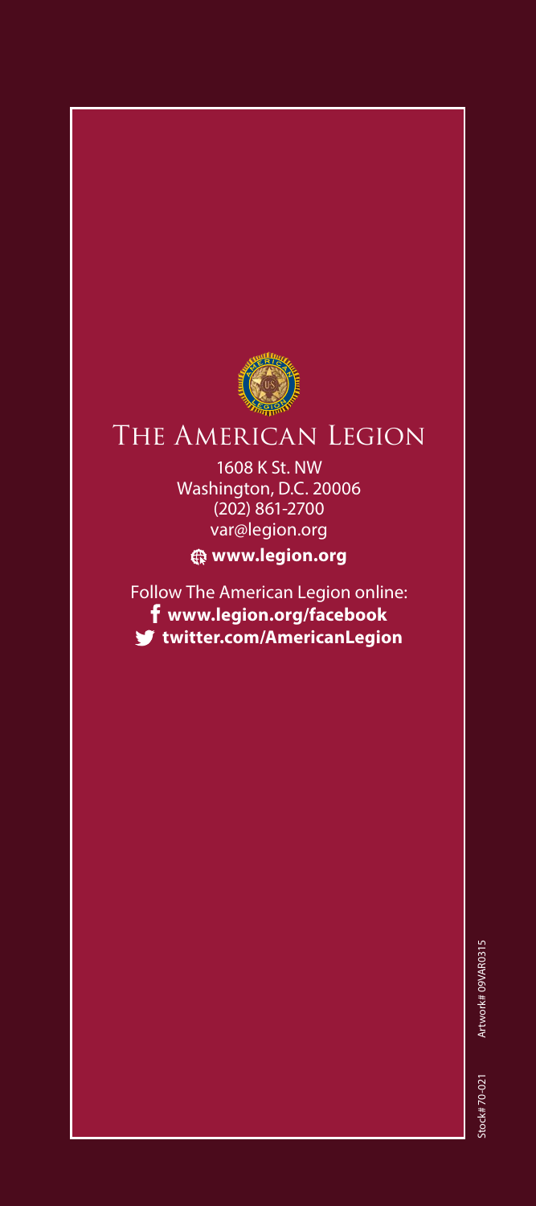# The American Legion

1608 K St. NW
Washington, D.C. 20006
(202) 861-2700
var@legion.org

**www.legion.org**

Follow The American Legion online:

**www.legion.org/facebook**

**twitter.com/AmericanLegion**

Stock# 70-021 Artwork# 09VAR0315